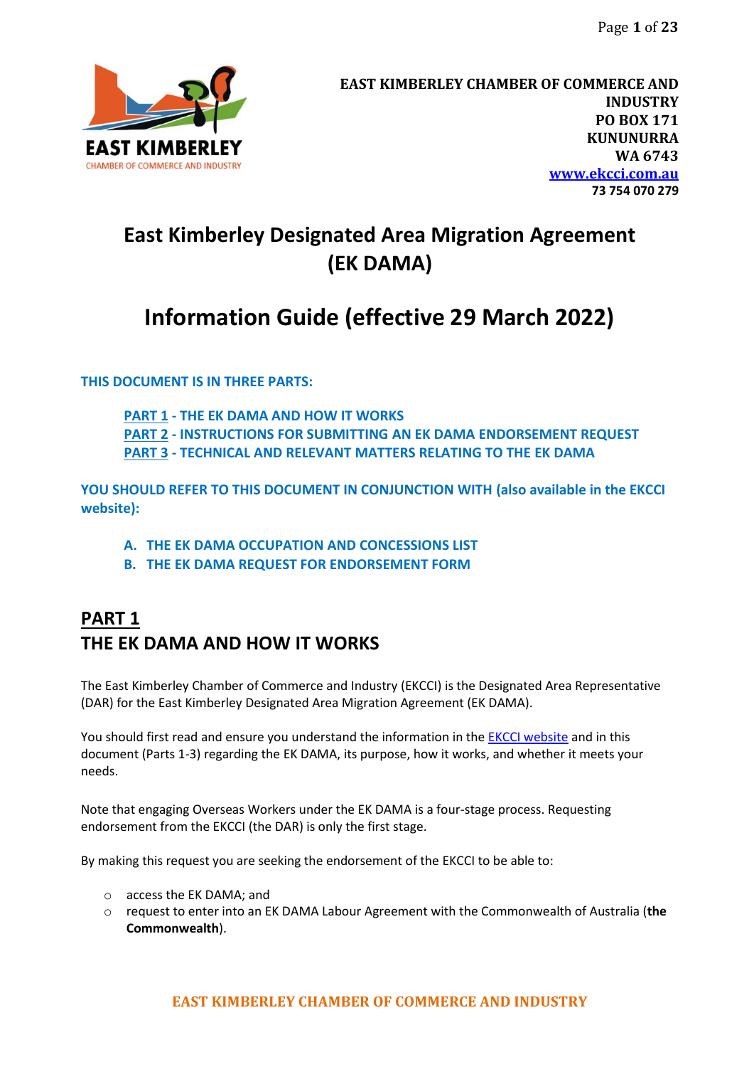EAST KIMBERLEY CHAMBER OF COMMERCE AND INDUSTRY
PO BOX 171
KUNUNURRA
WA 6743
www.ekcci.com.au
73 754 070 279

# East Kimberley Designated Area Migration Agreement (EK DAMA)

# Information Guide (effective 29 March 2022)

**THIS DOCUMENT IS IN THREE PARTS:**

- **PART 1 - THE EK DAMA AND HOW IT WORKS**
- **PART 2 - INSTRUCTIONS FOR SUBMITTING AN EK DAMA ENDORSEMENT REQUEST**
- **PART 3 - TECHNICAL AND RELEVANT MATTERS RELATING TO THE EK DAMA**

**YOU SHOULD REFER TO THIS DOCUMENT IN CONJUNCTION WITH (also available in the EKCCI website):**

A. **THE EK DAMA OCCUPATION AND CONCESSIONS LIST**
B. **THE EK DAMA REQUEST FOR ENDORSEMENT FORM**

## PART 1
## THE EK DAMA AND HOW IT WORKS

The East Kimberley Chamber of Commerce and Industry (EKCCI) is the Designated Area Representative (DAR) for the East Kimberley Designated Area Migration Agreement (EK DAMA).

You should first read and ensure you understand the information in the EKCCI website and in this document (Parts 1-3) regarding the EK DAMA, its purpose, how it works, and whether it meets your needs.

Note that engaging Overseas Workers under the EK DAMA is a four-stage process. Requesting endorsement from the EKCCI (the DAR) is only the first stage.

By making this request you are seeking the endorsement of the EKCCI to be able to:

- access the EK DAMA; and
- request to enter into an EK DAMA Labour Agreement with the Commonwealth of Australia (**the Commonwealth**).

EAST KIMBERLEY CHAMBER OF COMMERCE AND INDUSTRY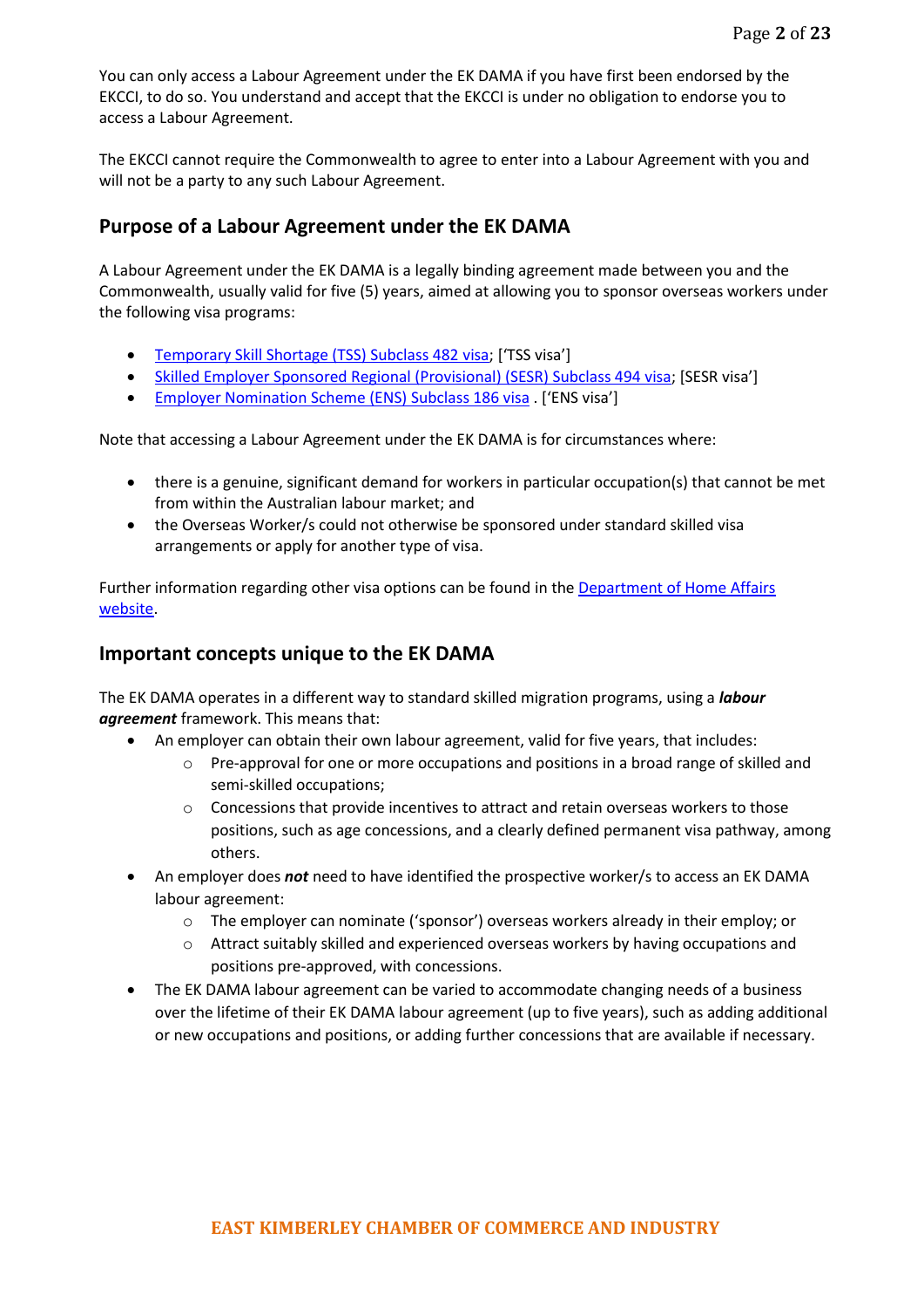You can only access a Labour Agreement under the EK DAMA if you have first been endorsed by the EKCCI, to do so. You understand and accept that the EKCCI is under no obligation to endorse you to access a Labour Agreement.

The EKCCI cannot require the Commonwealth to agree to enter into a Labour Agreement with you and will not be a party to any such Labour Agreement.

## Purpose of a Labour Agreement under the EK DAMA

A Labour Agreement under the EK DAMA is a legally binding agreement made between you and the Commonwealth, usually valid for five (5) years, aimed at allowing you to sponsor overseas workers under the following visa programs:

- Temporary Skill Shortage (TSS) Subclass 482 visa; ['TSS visa']
- Skilled Employer Sponsored Regional (Provisional) (SESR) Subclass 494 visa; [SESR visa']
- Employer Nomination Scheme (ENS) Subclass 186 visa . ['ENS visa']

Note that accessing a Labour Agreement under the EK DAMA is for circumstances where:

- there is a genuine, significant demand for workers in particular occupation(s) that cannot be met from within the Australian labour market; and
- the Overseas Worker/s could not otherwise be sponsored under standard skilled visa arrangements or apply for another type of visa.

Further information regarding other visa options can be found in the Department of Home Affairs website.

## Important concepts unique to the EK DAMA

The EK DAMA operates in a different way to standard skilled migration programs, using a ***labour agreement*** framework. This means that:

- An employer can obtain their own labour agreement, valid for five years, that includes:
  - Pre-approval for one or more occupations and positions in a broad range of skilled and semi-skilled occupations;
  - Concessions that provide incentives to attract and retain overseas workers to those positions, such as age concessions, and a clearly defined permanent visa pathway, among others.
- An employer does ***not*** need to have identified the prospective worker/s to access an EK DAMA labour agreement:
  - The employer can nominate ('sponsor') overseas workers already in their employ; or
  - Attract suitably skilled and experienced overseas workers by having occupations and positions pre-approved, with concessions.
- The EK DAMA labour agreement can be varied to accommodate changing needs of a business over the lifetime of their EK DAMA labour agreement (up to five years), such as adding additional or new occupations and positions, or adding further concessions that are available if necessary.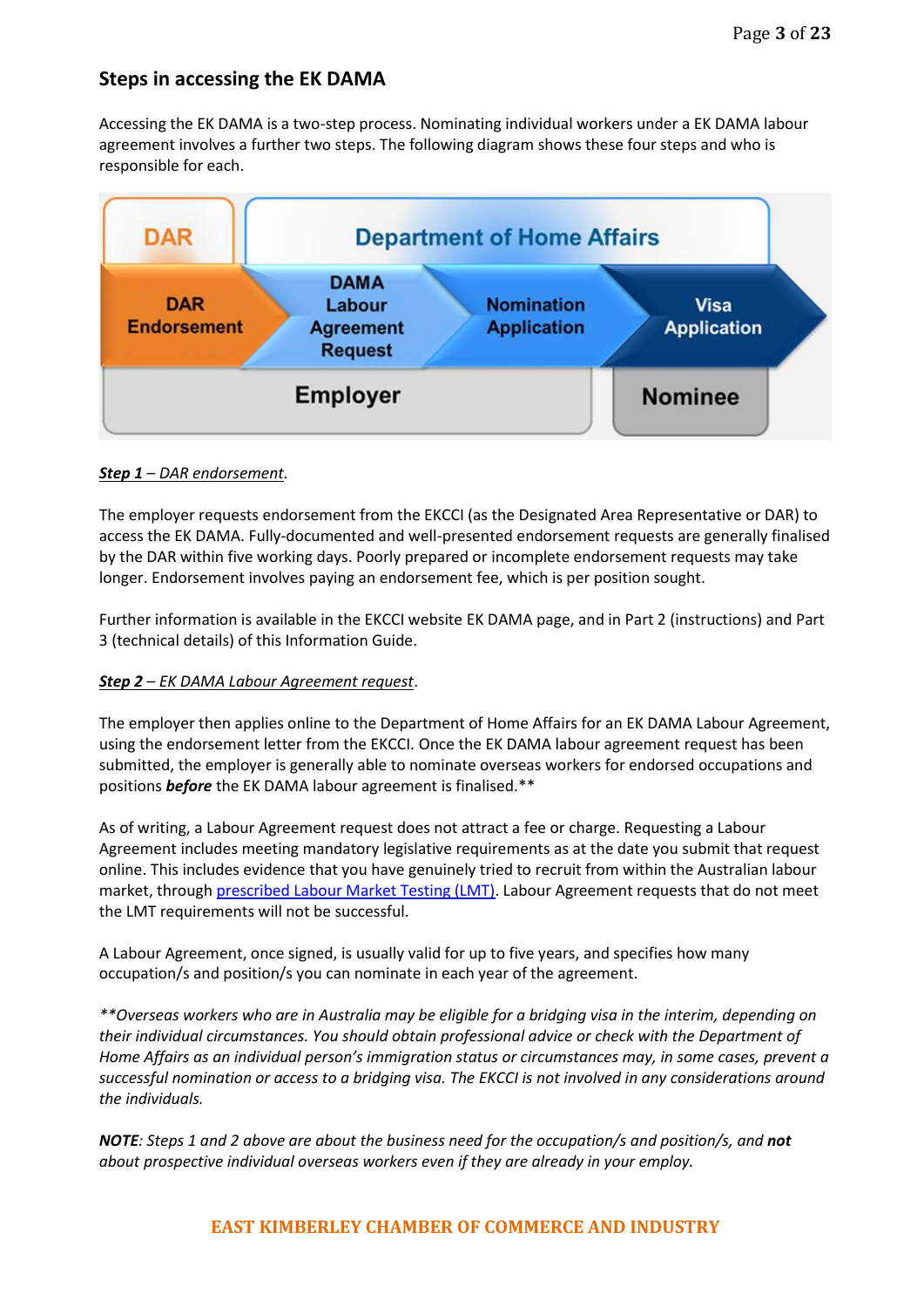## Steps in accessing the EK DAMA

Accessing the EK DAMA is a two-step process. Nominating individual workers under a EK DAMA labour agreement involves a further two steps. The following diagram shows these four steps and who is responsible for each.

DAR

Department of Home Affairs

DAR Endorsement

DAMA Labour Agreement Request

Nomination Application

Visa Application

Employer

Nominee

***Step 1** – DAR endorsement.*

The employer requests endorsement from the EKCCI (as the Designated Area Representative or DAR) to access the EK DAMA. Fully-documented and well-presented endorsement requests are generally finalised by the DAR within five working days. Poorly prepared or incomplete endorsement requests may take longer. Endorsement involves paying an endorsement fee, which is per position sought.

Further information is available in the EKCCI website EK DAMA page, and in Part 2 (instructions) and Part 3 (technical details) of this Information Guide.

***Step 2** – EK DAMA Labour Agreement request*.

The employer then applies online to the Department of Home Affairs for an EK DAMA Labour Agreement, using the endorsement letter from the EKCCI. Once the EK DAMA labour agreement request has been submitted, the employer is generally able to nominate overseas workers for endorsed occupations and positions ***before*** the EK DAMA labour agreement is finalised.**

As of writing, a Labour Agreement request does not attract a fee or charge. Requesting a Labour Agreement includes meeting mandatory legislative requirements as at the date you submit that request online. This includes evidence that you have genuinely tried to recruit from within the Australian labour market, through prescribed Labour Market Testing (LMT). Labour Agreement requests that do not meet the LMT requirements will not be successful.

A Labour Agreement, once signed, is usually valid for up to five years, and specifies how many occupation/s and position/s you can nominate in each year of the agreement.

*\*\*Overseas workers who are in Australia may be eligible for a bridging visa in the interim, depending on their individual circumstances. You should obtain professional advice or check with the Department of Home Affairs as an individual person's immigration status or circumstances may, in some cases, prevent a successful nomination or access to a bridging visa. The EKCCI is not involved in any considerations around the individuals.*

***NOTE**: Steps 1 and 2 above are about the business need for the occupation/s and position/s, and **not** about prospective individual overseas workers even if they are already in your employ.*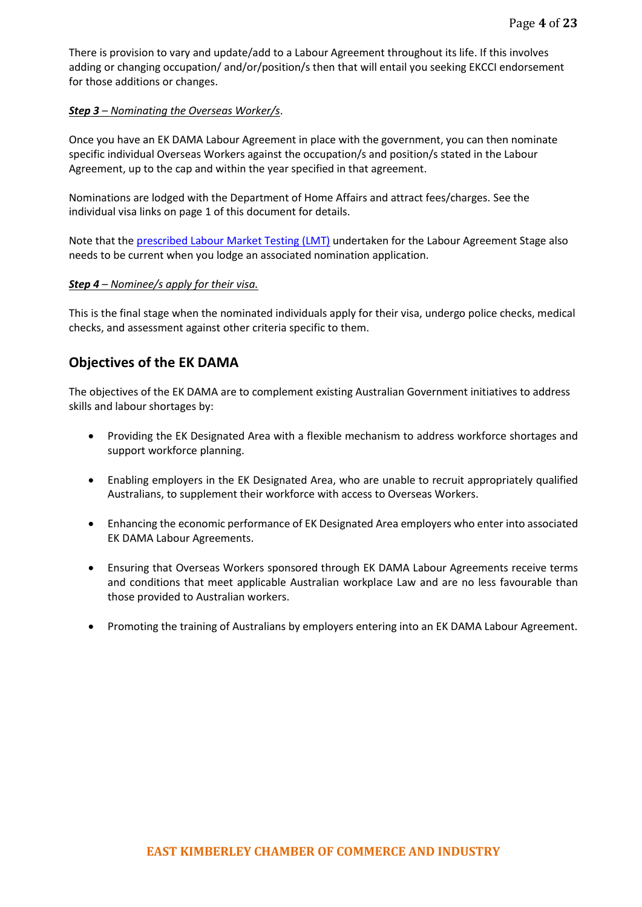There is provision to vary and update/add to a Labour Agreement throughout its life. If this involves adding or changing occupation/ and/or/position/s then that will entail you seeking EKCCI endorsement for those additions or changes.

***Step 3** – Nominating the Overseas Worker/s*.

Once you have an EK DAMA Labour Agreement in place with the government, you can then nominate specific individual Overseas Workers against the occupation/s and position/s stated in the Labour Agreement, up to the cap and within the year specified in that agreement.

Nominations are lodged with the Department of Home Affairs and attract fees/charges. See the individual visa links on page 1 of this document for details.

Note that the prescribed Labour Market Testing (LMT) undertaken for the Labour Agreement Stage also needs to be current when you lodge an associated nomination application.

***Step 4** – Nominee/s apply for their visa.*

This is the final stage when the nominated individuals apply for their visa, undergo police checks, medical checks, and assessment against other criteria specific to them.

## Objectives of the EK DAMA

The objectives of the EK DAMA are to complement existing Australian Government initiatives to address skills and labour shortages by:

- Providing the EK Designated Area with a flexible mechanism to address workforce shortages and support workforce planning.
- Enabling employers in the EK Designated Area, who are unable to recruit appropriately qualified Australians, to supplement their workforce with access to Overseas Workers.
- Enhancing the economic performance of EK Designated Area employers who enter into associated EK DAMA Labour Agreements.
- Ensuring that Overseas Workers sponsored through EK DAMA Labour Agreements receive terms and conditions that meet applicable Australian workplace Law and are no less favourable than those provided to Australian workers.
- Promoting the training of Australians by employers entering into an EK DAMA Labour Agreement.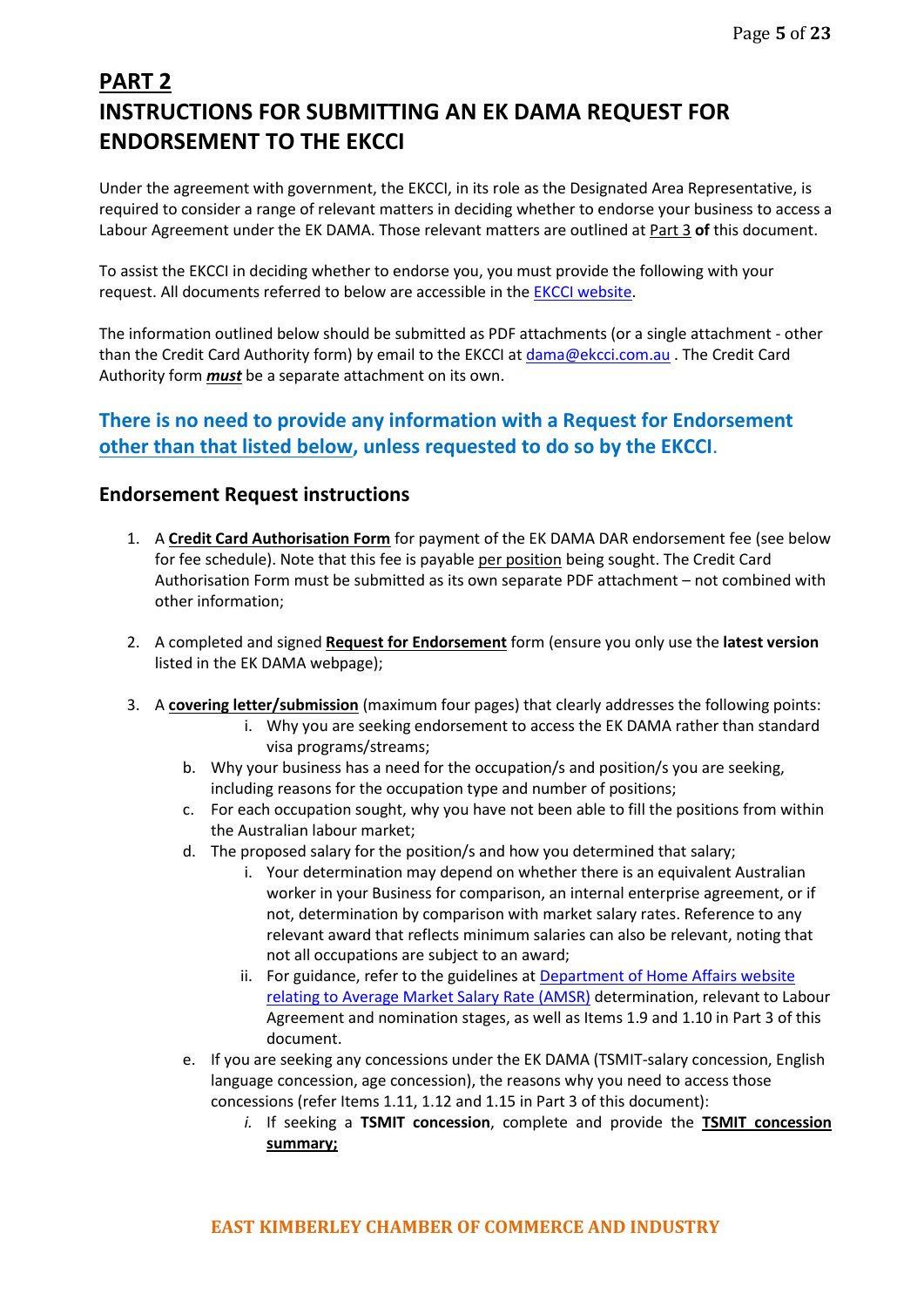## PART 2

## INSTRUCTIONS FOR SUBMITTING AN EK DAMA REQUEST FOR ENDORSEMENT TO THE EKCCI

Under the agreement with government, the EKCCI, in its role as the Designated Area Representative, is required to consider a range of relevant matters in deciding whether to endorse your business to access a Labour Agreement under the EK DAMA. Those relevant matters are outlined at Part 3 **of** this document.

To assist the EKCCI in deciding whether to endorse you, you must provide the following with your request. All documents referred to below are accessible in the EKCCI website.

The information outlined below should be submitted as PDF attachments (or a single attachment - other than the Credit Card Authority form) by email to the EKCCI at dama@ekcci.com.au . The Credit Card Authority form ***must*** be a separate attachment on its own.

### There is no need to provide any information with a Request for Endorsement other than that listed below, unless requested to do so by the EKCCI.

### Endorsement Request instructions

1. A **Credit Card Authorisation Form** for payment of the EK DAMA DAR endorsement fee (see below for fee schedule). Note that this fee is payable per position being sought. The Credit Card Authorisation Form must be submitted as its own separate PDF attachment – not combined with other information;

2. A completed and signed **Request for Endorsement** form (ensure you only use the **latest version** listed in the EK DAMA webpage);

3. A **covering letter/submission** (maximum four pages) that clearly addresses the following points:
   i. Why you are seeking endorsement to access the EK DAMA rather than standard visa programs/streams;
   b. Why your business has a need for the occupation/s and position/s you are seeking, including reasons for the occupation type and number of positions;
   c. For each occupation sought, why you have not been able to fill the positions from within the Australian labour market;
   d. The proposed salary for the position/s and how you determined that salary;
      i. Your determination may depend on whether there is an equivalent Australian worker in your Business for comparison, an internal enterprise agreement, or if not, determination by comparison with market salary rates. Reference to any relevant award that reflects minimum salaries can also be relevant, noting that not all occupations are subject to an award;
      ii. For guidance, refer to the guidelines at Department of Home Affairs website relating to Average Market Salary Rate (AMSR) determination, relevant to Labour Agreement and nomination stages, as well as Items 1.9 and 1.10 in Part 3 of this document.
   e. If you are seeking any concessions under the EK DAMA (TSMIT-salary concession, English language concession, age concession), the reasons why you need to access those concessions (refer Items 1.11, 1.12 and 1.15 in Part 3 of this document):
      *i.* If seeking a **TSMIT concession**, complete and provide the **TSMIT concession summary;**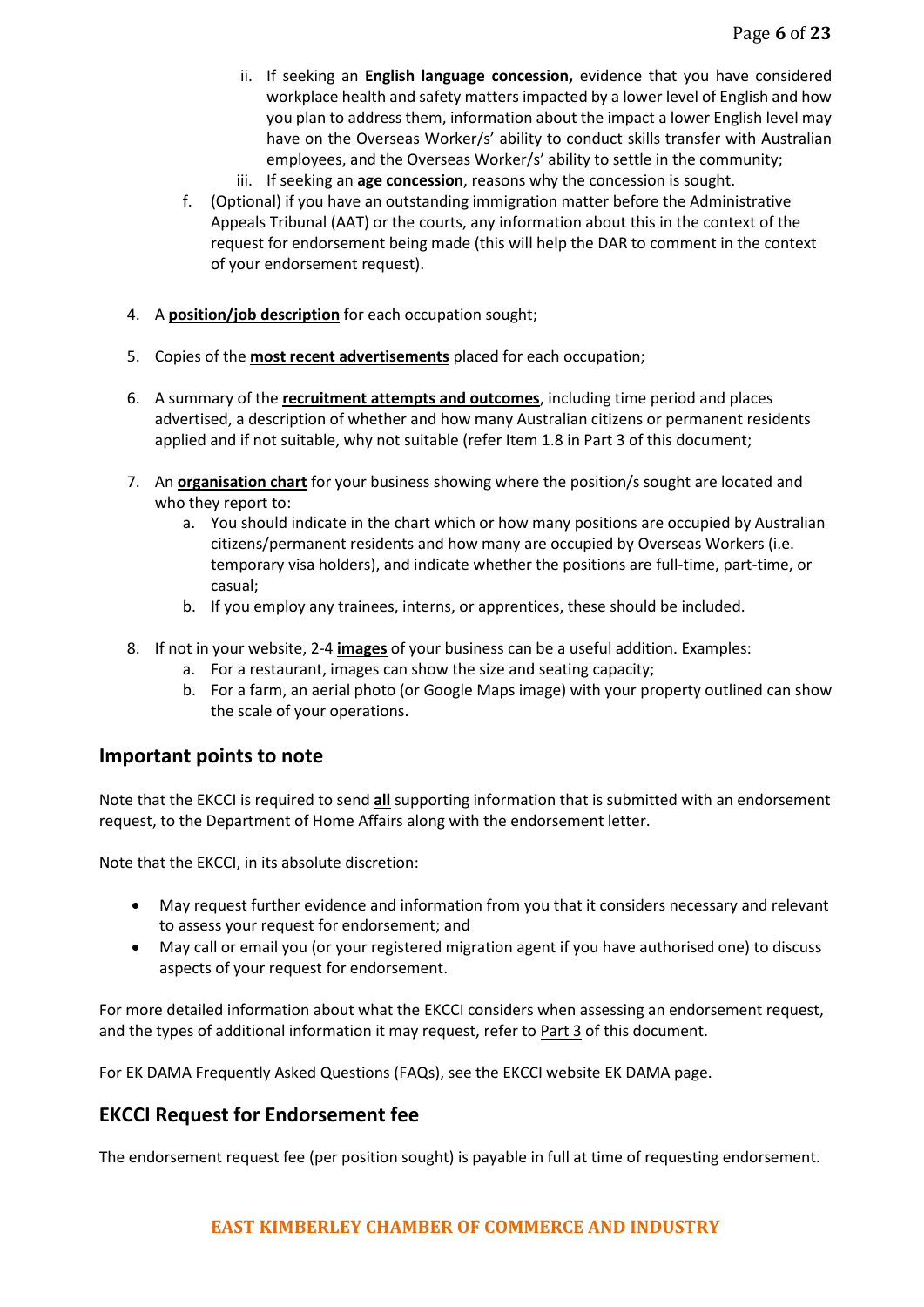- ii. If seeking an **English language concession,** evidence that you have considered workplace health and safety matters impacted by a lower level of English and how you plan to address them, information about the impact a lower English level may have on the Overseas Worker/s' ability to conduct skills transfer with Australian employees, and the Overseas Worker/s' ability to settle in the community;
   - iii. If seeking an **age concession**, reasons why the concession is sought.

   f. (Optional) if you have an outstanding immigration matter before the Administrative Appeals Tribunal (AAT) or the courts, any information about this in the context of the request for endorsement being made (this will help the DAR to comment in the context of your endorsement request).

4. A **position/job description** for each occupation sought;

5. Copies of the **most recent advertisements** placed for each occupation;

6. A summary of the **recruitment attempts and outcomes**, including time period and places advertised, a description of whether and how many Australian citizens or permanent residents applied and if not suitable, why not suitable (refer Item 1.8 in Part 3 of this document;

7. An **organisation chart** for your business showing where the position/s sought are located and who they report to:
   a. You should indicate in the chart which or how many positions are occupied by Australian citizens/permanent residents and how many are occupied by Overseas Workers (i.e. temporary visa holders), and indicate whether the positions are full-time, part-time, or casual;
   b. If you employ any trainees, interns, or apprentices, these should be included.

8. If not in your website, 2-4 **images** of your business can be a useful addition. Examples:
   a. For a restaurant, images can show the size and seating capacity;
   b. For a farm, an aerial photo (or Google Maps image) with your property outlined can show the scale of your operations.

## Important points to note

Note that the EKCCI is required to send **all** supporting information that is submitted with an endorsement request, to the Department of Home Affairs along with the endorsement letter.

Note that the EKCCI, in its absolute discretion:

- May request further evidence and information from you that it considers necessary and relevant to assess your request for endorsement; and
- May call or email you (or your registered migration agent if you have authorised one) to discuss aspects of your request for endorsement.

For more detailed information about what the EKCCI considers when assessing an endorsement request, and the types of additional information it may request, refer to Part 3 of this document.

For EK DAMA Frequently Asked Questions (FAQs), see the EKCCI website EK DAMA page.

## EKCCI Request for Endorsement fee

The endorsement request fee (per position sought) is payable in full at time of requesting endorsement.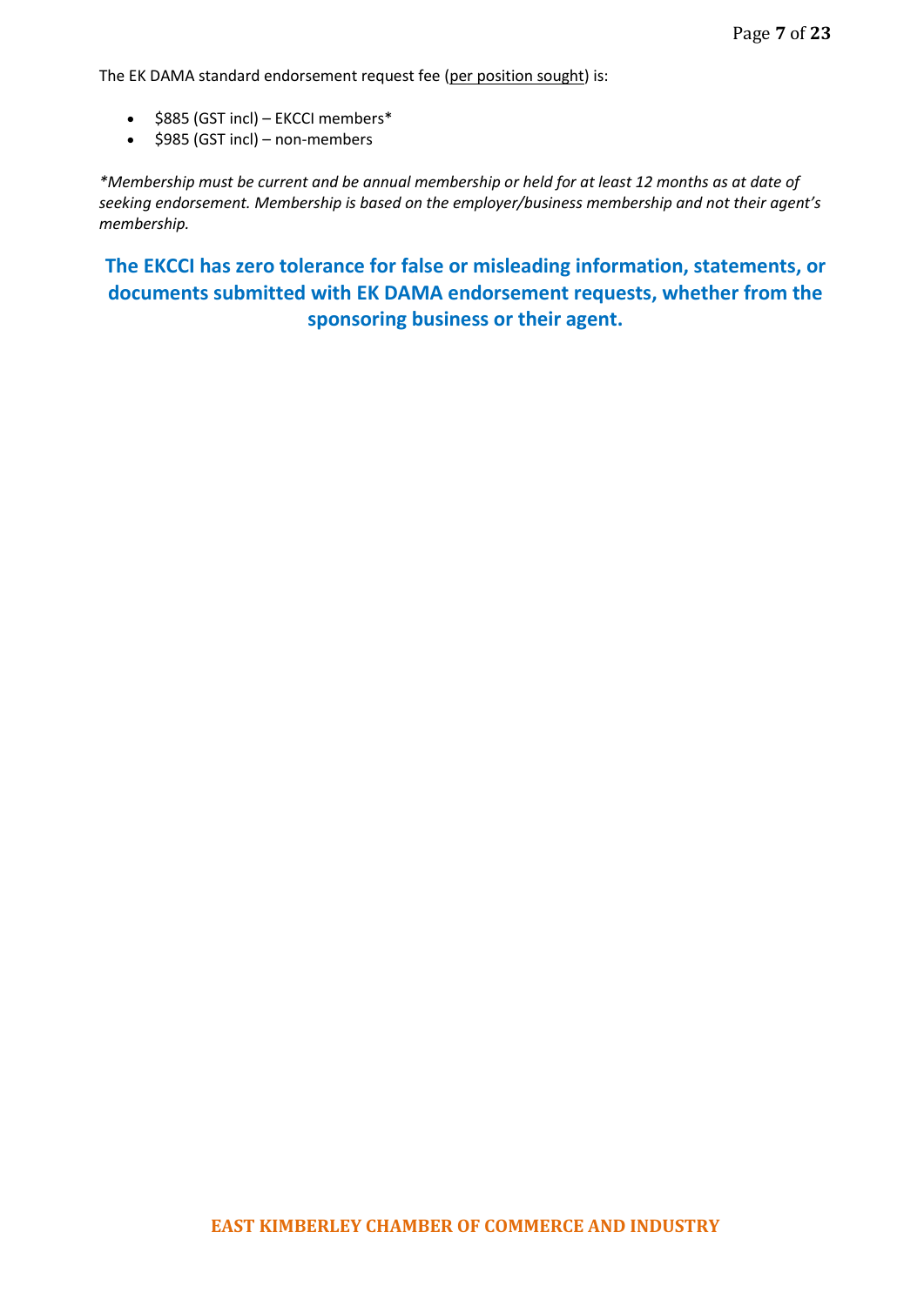The EK DAMA standard endorsement request fee (per position sought) is:

- $885 (GST incl) – EKCCI members*
- $985 (GST incl) – non-members

*\*Membership must be current and be annual membership or held for at least 12 months as at date of seeking endorsement. Membership is based on the employer/business membership and not their agent's membership.*

**The EKCCI has zero tolerance for false or misleading information, statements, or documents submitted with EK DAMA endorsement requests, whether from the sponsoring business or their agent.**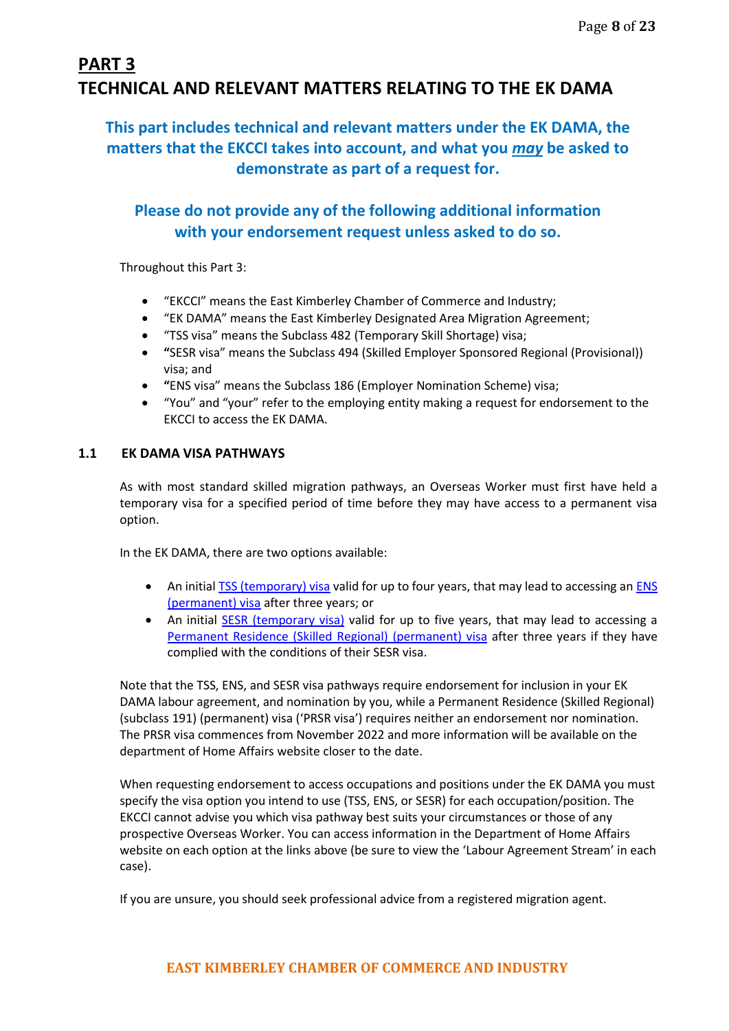# PART 3
# TECHNICAL AND RELEVANT MATTERS RELATING TO THE EK DAMA

**This part includes technical and relevant matters under the EK DAMA, the matters that the EKCCI takes into account, and what you *may* be asked to demonstrate as part of a request for.**

**Please do not provide any of the following additional information with your endorsement request unless asked to do so.**

Throughout this Part 3:

- "EKCCI" means the East Kimberley Chamber of Commerce and Industry;
- "EK DAMA" means the East Kimberley Designated Area Migration Agreement;
- "TSS visa" means the Subclass 482 (Temporary Skill Shortage) visa;
- "SESR visa" means the Subclass 494 (Skilled Employer Sponsored Regional (Provisional)) visa; and
- "ENS visa" means the Subclass 186 (Employer Nomination Scheme) visa;
- "You" and "your" refer to the employing entity making a request for endorsement to the EKCCI to access the EK DAMA.

## 1.1 EK DAMA VISA PATHWAYS

As with most standard skilled migration pathways, an Overseas Worker must first have held a temporary visa for a specified period of time before they may have access to a permanent visa option.

In the EK DAMA, there are two options available:

- An initial TSS (temporary) visa valid for up to four years, that may lead to accessing an ENS (permanent) visa after three years; or
- An initial SESR (temporary visa) valid for up to five years, that may lead to accessing a Permanent Residence (Skilled Regional) (permanent) visa after three years if they have complied with the conditions of their SESR visa.

Note that the TSS, ENS, and SESR visa pathways require endorsement for inclusion in your EK DAMA labour agreement, and nomination by you, while a Permanent Residence (Skilled Regional) (subclass 191) (permanent) visa ('PRSR visa') requires neither an endorsement nor nomination. The PRSR visa commences from November 2022 and more information will be available on the department of Home Affairs website closer to the date.

When requesting endorsement to access occupations and positions under the EK DAMA you must specify the visa option you intend to use (TSS, ENS, or SESR) for each occupation/position. The EKCCI cannot advise you which visa pathway best suits your circumstances or those of any prospective Overseas Worker. You can access information in the Department of Home Affairs website on each option at the links above (be sure to view the 'Labour Agreement Stream' in each case).

If you are unsure, you should seek professional advice from a registered migration agent.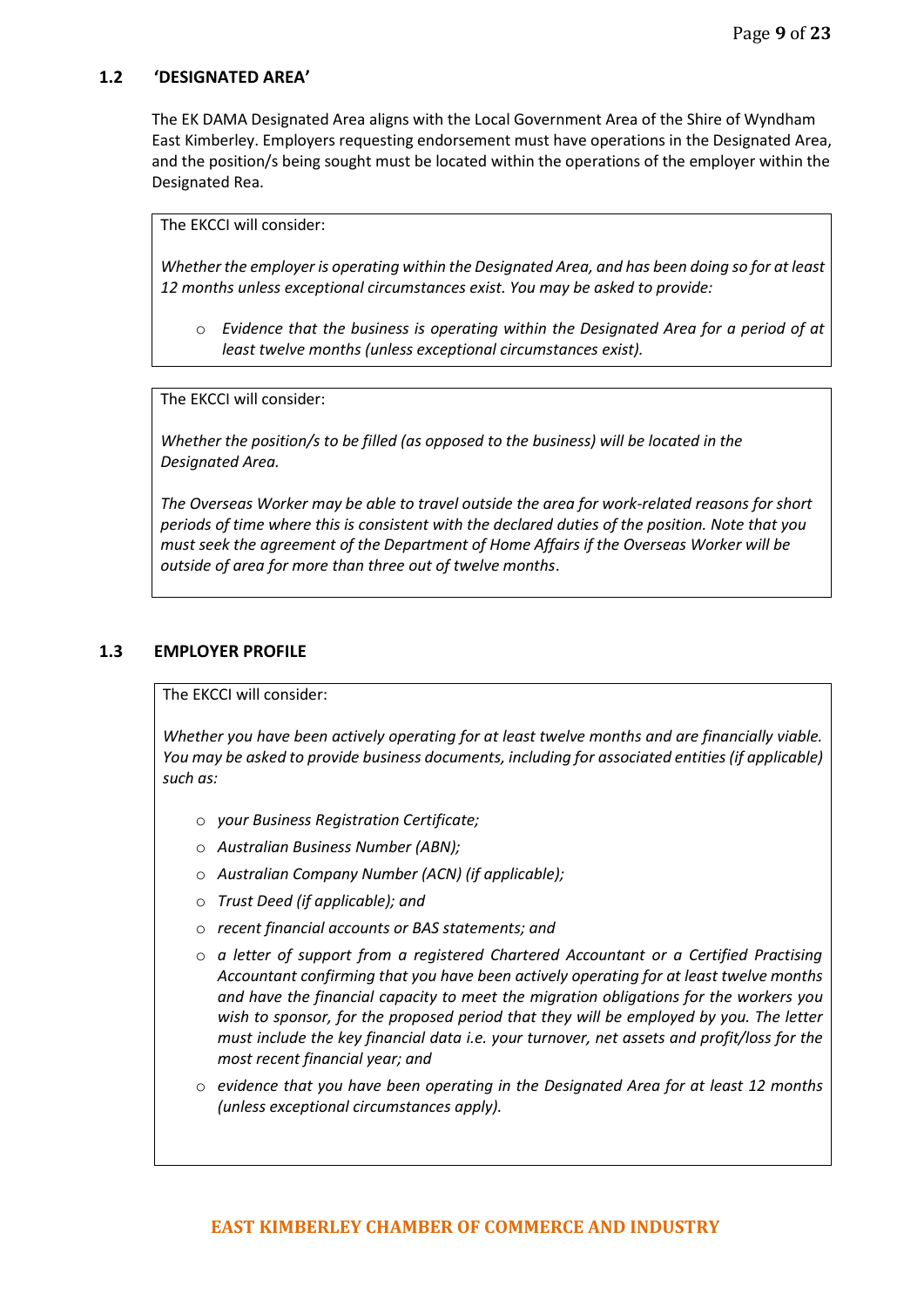## 1.2 'DESIGNATED AREA'

The EK DAMA Designated Area aligns with the Local Government Area of the Shire of Wyndham East Kimberley. Employers requesting endorsement must have operations in the Designated Area, and the position/s being sought must be located within the operations of the employer within the Designated Rea.

> The EKCCI will consider:
>
> *Whether the employer is operating within the Designated Area, and has been doing so for at least 12 months unless exceptional circumstances exist. You may be asked to provide:*
>
> - *Evidence that the business is operating within the Designated Area for a period of at least twelve months (unless exceptional circumstances exist).*

> The EKCCI will consider:
>
> *Whether the position/s to be filled (as opposed to the business) will be located in the Designated Area.*
>
> *The Overseas Worker may be able to travel outside the area for work-related reasons for short periods of time where this is consistent with the declared duties of the position. Note that you must seek the agreement of the Department of Home Affairs if the Overseas Worker will be outside of area for more than three out of twelve months.*

## 1.3 EMPLOYER PROFILE

> The EKCCI will consider:
>
> *Whether you have been actively operating for at least twelve months and are financially viable. You may be asked to provide business documents, including for associated entities (if applicable) such as:*
>
> - *your Business Registration Certificate;*
> - *Australian Business Number (ABN);*
> - *Australian Company Number (ACN) (if applicable);*
> - *Trust Deed (if applicable); and*
> - *recent financial accounts or BAS statements; and*
> - *a letter of support from a registered Chartered Accountant or a Certified Practising Accountant confirming that you have been actively operating for at least twelve months and have the financial capacity to meet the migration obligations for the workers you wish to sponsor, for the proposed period that they will be employed by you. The letter must include the key financial data i.e. your turnover, net assets and profit/loss for the most recent financial year; and*
> - *evidence that you have been operating in the Designated Area for at least 12 months (unless exceptional circumstances apply).*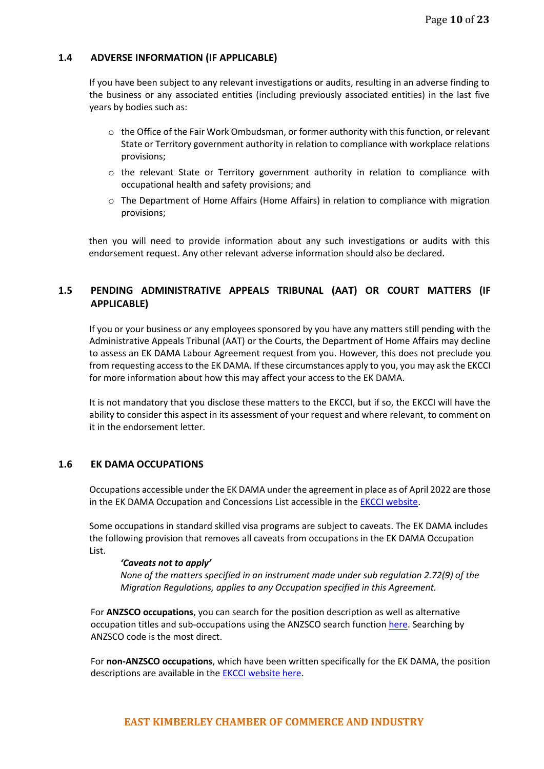## 1.4 ADVERSE INFORMATION (IF APPLICABLE)

If you have been subject to any relevant investigations or audits, resulting in an adverse finding to the business or any associated entities (including previously associated entities) in the last five years by bodies such as:

- the Office of the Fair Work Ombudsman, or former authority with this function, or relevant State or Territory government authority in relation to compliance with workplace relations provisions;
- the relevant State or Territory government authority in relation to compliance with occupational health and safety provisions; and
- The Department of Home Affairs (Home Affairs) in relation to compliance with migration provisions;

then you will need to provide information about any such investigations or audits with this endorsement request. Any other relevant adverse information should also be declared.

## 1.5 PENDING ADMINISTRATIVE APPEALS TRIBUNAL (AAT) OR COURT MATTERS (IF APPLICABLE)

If you or your business or any employees sponsored by you have any matters still pending with the Administrative Appeals Tribunal (AAT) or the Courts, the Department of Home Affairs may decline to assess an EK DAMA Labour Agreement request from you. However, this does not preclude you from requesting access to the EK DAMA. If these circumstances apply to you, you may ask the EKCCI for more information about how this may affect your access to the EK DAMA.

It is not mandatory that you disclose these matters to the EKCCI, but if so, the EKCCI will have the ability to consider this aspect in its assessment of your request and where relevant, to comment on it in the endorsement letter.

## 1.6 EK DAMA OCCUPATIONS

Occupations accessible under the EK DAMA under the agreement in place as of April 2022 are those in the EK DAMA Occupation and Concessions List accessible in the EKCCI website.

Some occupations in standard skilled visa programs are subject to caveats. The EK DAMA includes the following provision that removes all caveats from occupations in the EK DAMA Occupation List.

> ***'Caveats not to apply'***
> *None of the matters specified in an instrument made under sub regulation 2.72(9) of the Migration Regulations, applies to any Occupation specified in this Agreement.*

For **ANZSCO occupations**, you can search for the position description as well as alternative occupation titles and sub-occupations using the ANZSCO search function here. Searching by ANZSCO code is the most direct.

For **non-ANZSCO occupations**, which have been written specifically for the EK DAMA, the position descriptions are available in the EKCCI website here.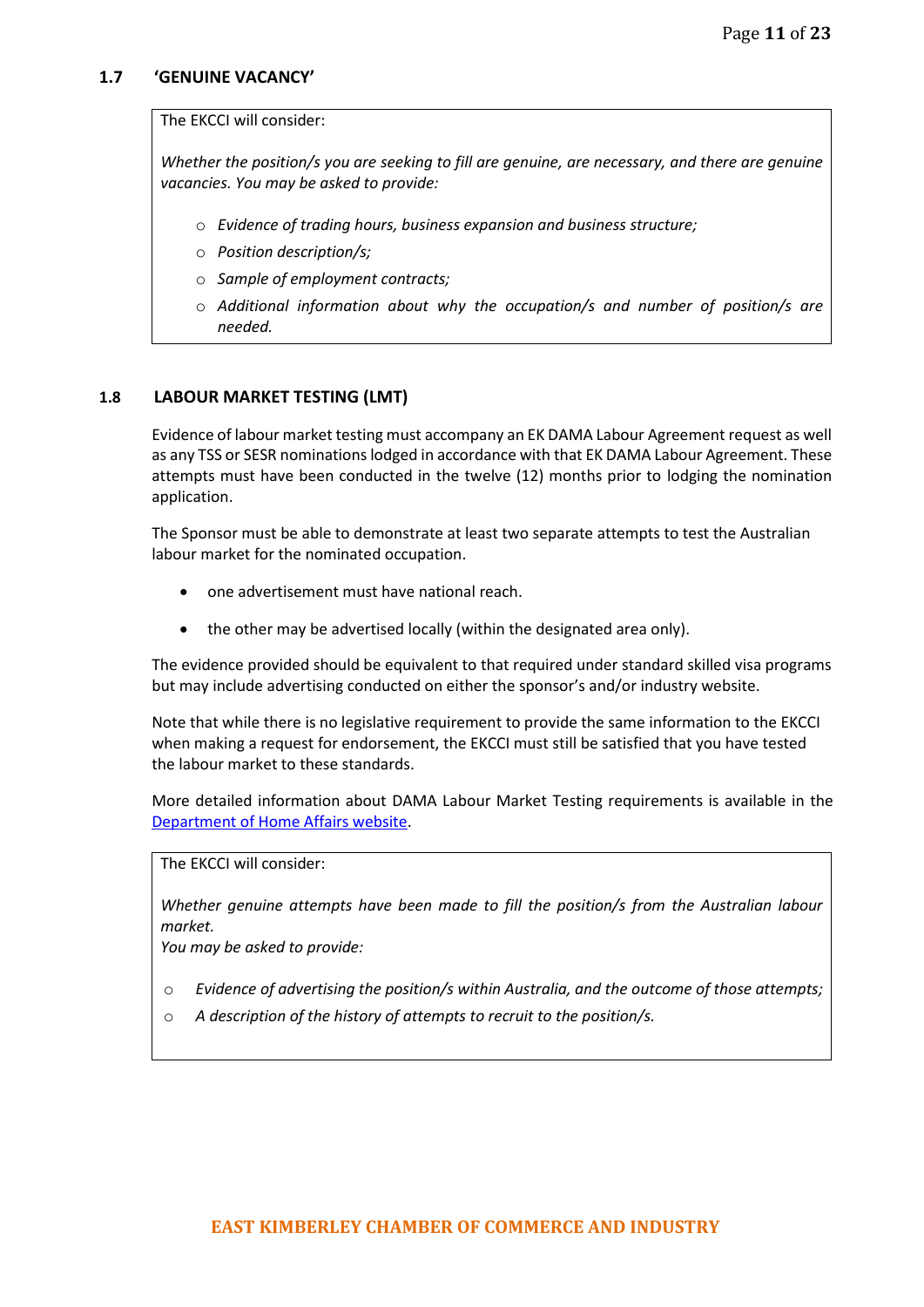### 1.7 'GENUINE VACANCY'

The EKCCI will consider:

*Whether the position/s you are seeking to fill are genuine, are necessary, and there are genuine vacancies. You may be asked to provide:*

- *Evidence of trading hours, business expansion and business structure;*
- *Position description/s;*
- *Sample of employment contracts;*
- *Additional information about why the occupation/s and number of position/s are needed.*

### 1.8 LABOUR MARKET TESTING (LMT)

Evidence of labour market testing must accompany an EK DAMA Labour Agreement request as well as any TSS or SESR nominations lodged in accordance with that EK DAMA Labour Agreement. These attempts must have been conducted in the twelve (12) months prior to lodging the nomination application.

The Sponsor must be able to demonstrate at least two separate attempts to test the Australian labour market for the nominated occupation.

- one advertisement must have national reach.
- the other may be advertised locally (within the designated area only).

The evidence provided should be equivalent to that required under standard skilled visa programs but may include advertising conducted on either the sponsor's and/or industry website.

Note that while there is no legislative requirement to provide the same information to the EKCCI when making a request for endorsement, the EKCCI must still be satisfied that you have tested the labour market to these standards.

More detailed information about DAMA Labour Market Testing requirements is available in the Department of Home Affairs website.

The EKCCI will consider:

*Whether genuine attempts have been made to fill the position/s from the Australian labour market.*
*You may be asked to provide:*

- *Evidence of advertising the position/s within Australia, and the outcome of those attempts;*
- *A description of the history of attempts to recruit to the position/s.*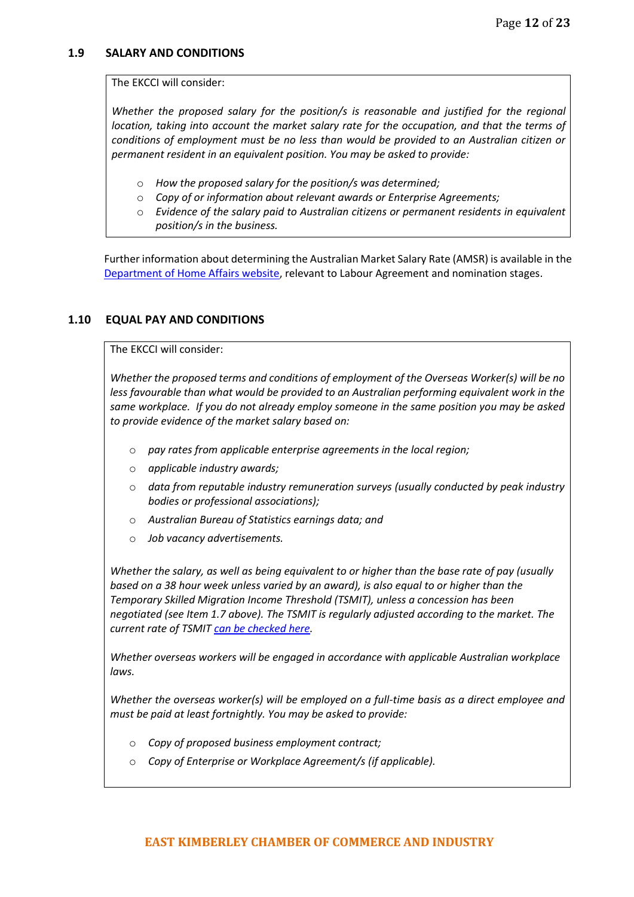## 1.9 SALARY AND CONDITIONS

The EKCCI will consider:

*Whether the proposed salary for the position/s is reasonable and justified for the regional location, taking into account the market salary rate for the occupation, and that the terms of conditions of employment must be no less than would be provided to an Australian citizen or permanent resident in an equivalent position. You may be asked to provide:*

- *How the proposed salary for the position/s was determined;*
- *Copy of or information about relevant awards or Enterprise Agreements;*
- *Evidence of the salary paid to Australian citizens or permanent residents in equivalent position/s in the business.*

Further information about determining the Australian Market Salary Rate (AMSR) is available in the [Department of Home Affairs website](), relevant to Labour Agreement and nomination stages.

## 1.10 EQUAL PAY AND CONDITIONS

The EKCCI will consider:

*Whether the proposed terms and conditions of employment of the Overseas Worker(s) will be no less favourable than what would be provided to an Australian performing equivalent work in the same workplace. If you do not already employ someone in the same position you may be asked to provide evidence of the market salary based on:*

- *pay rates from applicable enterprise agreements in the local region;*
- *applicable industry awards;*
- *data from reputable industry remuneration surveys (usually conducted by peak industry bodies or professional associations);*
- *Australian Bureau of Statistics earnings data; and*
- *Job vacancy advertisements.*

*Whether the salary, as well as being equivalent to or higher than the base rate of pay (usually based on a 38 hour week unless varied by an award), is also equal to or higher than the Temporary Skilled Migration Income Threshold (TSMIT), unless a concession has been negotiated (see Item 1.7 above). The TSMIT is regularly adjusted according to the market. The current rate of TSMIT [can be checked here]().*

*Whether overseas workers will be engaged in accordance with applicable Australian workplace laws.*

*Whether the overseas worker(s) will be employed on a full-time basis as a direct employee and must be paid at least fortnightly. You may be asked to provide:*

- *Copy of proposed business employment contract;*
- *Copy of Enterprise or Workplace Agreement/s (if applicable).*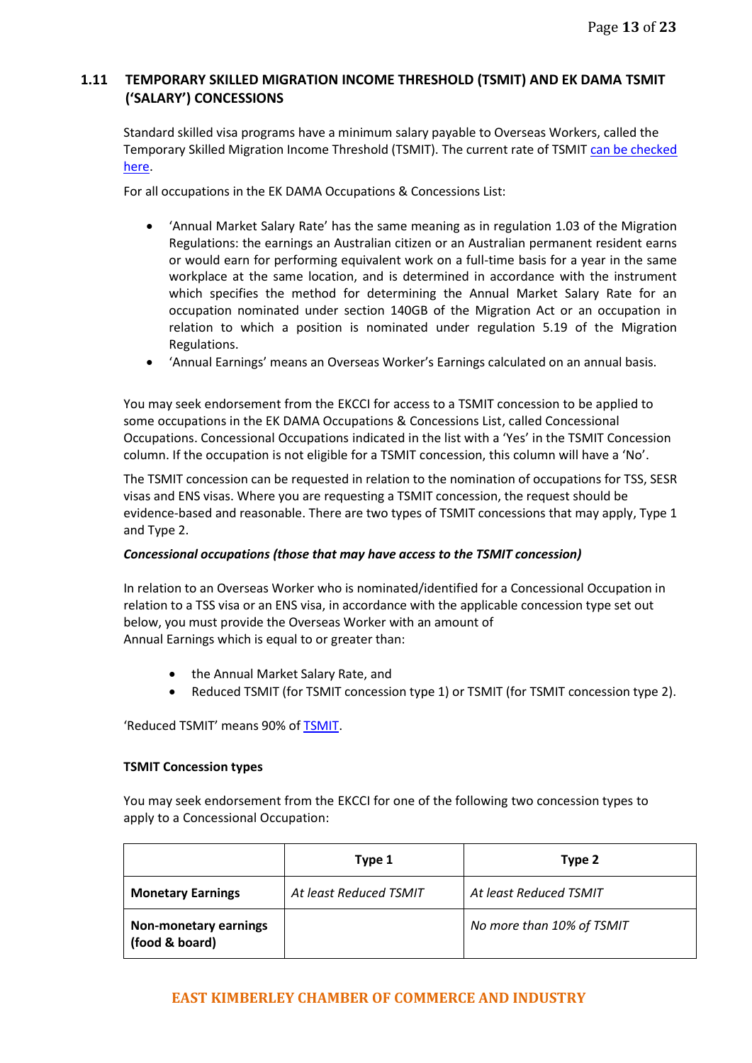## 1.11 TEMPORARY SKILLED MIGRATION INCOME THRESHOLD (TSMIT) AND EK DAMA TSMIT ('SALARY') CONCESSIONS

Standard skilled visa programs have a minimum salary payable to Overseas Workers, called the Temporary Skilled Migration Income Threshold (TSMIT). The current rate of TSMIT can be checked here.

For all occupations in the EK DAMA Occupations & Concessions List:

- 'Annual Market Salary Rate' has the same meaning as in regulation 1.03 of the Migration Regulations: the earnings an Australian citizen or an Australian permanent resident earns or would earn for performing equivalent work on a full-time basis for a year in the same workplace at the same location, and is determined in accordance with the instrument which specifies the method for determining the Annual Market Salary Rate for an occupation nominated under section 140GB of the Migration Act or an occupation in relation to which a position is nominated under regulation 5.19 of the Migration Regulations.
- 'Annual Earnings' means an Overseas Worker's Earnings calculated on an annual basis.

You may seek endorsement from the EKCCI for access to a TSMIT concession to be applied to some occupations in the EK DAMA Occupations & Concessions List, called Concessional Occupations. Concessional Occupations indicated in the list with a 'Yes' in the TSMIT Concession column. If the occupation is not eligible for a TSMIT concession, this column will have a 'No'.

The TSMIT concession can be requested in relation to the nomination of occupations for TSS, SESR visas and ENS visas. Where you are requesting a TSMIT concession, the request should be evidence-based and reasonable. There are two types of TSMIT concessions that may apply, Type 1 and Type 2.

***Concessional occupations (those that may have access to the TSMIT concession)***

In relation to an Overseas Worker who is nominated/identified for a Concessional Occupation in relation to a TSS visa or an ENS visa, in accordance with the applicable concession type set out below, you must provide the Overseas Worker with an amount of Annual Earnings which is equal to or greater than:

- the Annual Market Salary Rate, and
- Reduced TSMIT (for TSMIT concession type 1) or TSMIT (for TSMIT concession type 2).

'Reduced TSMIT' means 90% of TSMIT.

**TSMIT Concession types**

You may seek endorsement from the EKCCI for one of the following two concession types to apply to a Concessional Occupation:

| | **Type 1** | **Type 2** |
|---|---|---|
| **Monetary Earnings** | *At least Reduced TSMIT* | *At least Reduced TSMIT* |
| **Non-monetary earnings (food & board)** | | *No more than 10% of TSMIT* |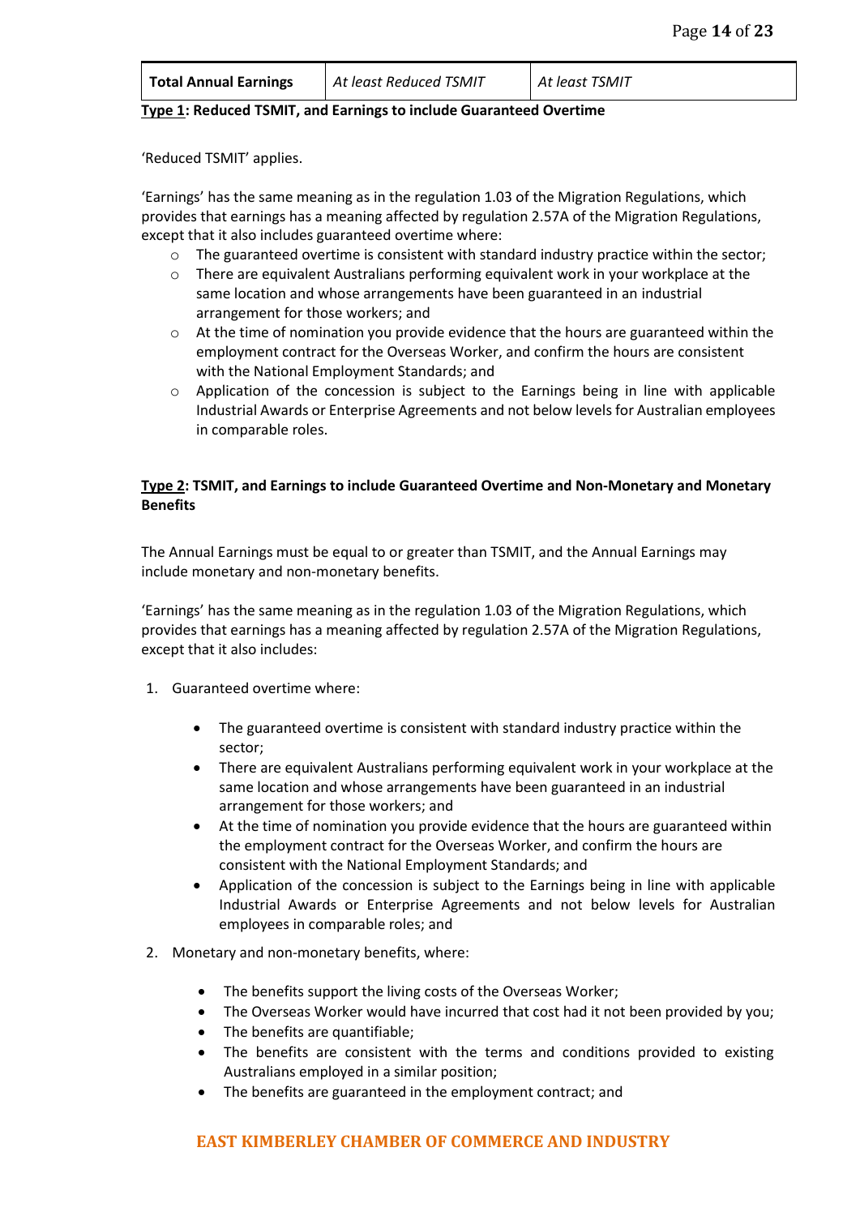| | | |
|---|---|---|
| **Total Annual Earnings** | *At least Reduced TSMIT* | *At least TSMIT* |

**Type 1: Reduced TSMIT, and Earnings to include Guaranteed Overtime**

'Reduced TSMIT' applies.

'Earnings' has the same meaning as in the regulation 1.03 of the Migration Regulations, which provides that earnings has a meaning affected by regulation 2.57A of the Migration Regulations, except that it also includes guaranteed overtime where:

- The guaranteed overtime is consistent with standard industry practice within the sector;
- There are equivalent Australians performing equivalent work in your workplace at the same location and whose arrangements have been guaranteed in an industrial arrangement for those workers; and
- At the time of nomination you provide evidence that the hours are guaranteed within the employment contract for the Overseas Worker, and confirm the hours are consistent with the National Employment Standards; and
- Application of the concession is subject to the Earnings being in line with applicable Industrial Awards or Enterprise Agreements and not below levels for Australian employees in comparable roles.

**Type 2: TSMIT, and Earnings to include Guaranteed Overtime and Non-Monetary and Monetary Benefits**

The Annual Earnings must be equal to or greater than TSMIT, and the Annual Earnings may include monetary and non-monetary benefits.

'Earnings' has the same meaning as in the regulation 1.03 of the Migration Regulations, which provides that earnings has a meaning affected by regulation 2.57A of the Migration Regulations, except that it also includes:

1. Guaranteed overtime where:
   - The guaranteed overtime is consistent with standard industry practice within the sector;
   - There are equivalent Australians performing equivalent work in your workplace at the same location and whose arrangements have been guaranteed in an industrial arrangement for those workers; and
   - At the time of nomination you provide evidence that the hours are guaranteed within the employment contract for the Overseas Worker, and confirm the hours are consistent with the National Employment Standards; and
   - Application of the concession is subject to the Earnings being in line with applicable Industrial Awards or Enterprise Agreements and not below levels for Australian employees in comparable roles; and
2. Monetary and non-monetary benefits, where:
   - The benefits support the living costs of the Overseas Worker;
   - The Overseas Worker would have incurred that cost had it not been provided by you;
   - The benefits are quantifiable;
   - The benefits are consistent with the terms and conditions provided to existing Australians employed in a similar position;
   - The benefits are guaranteed in the employment contract; and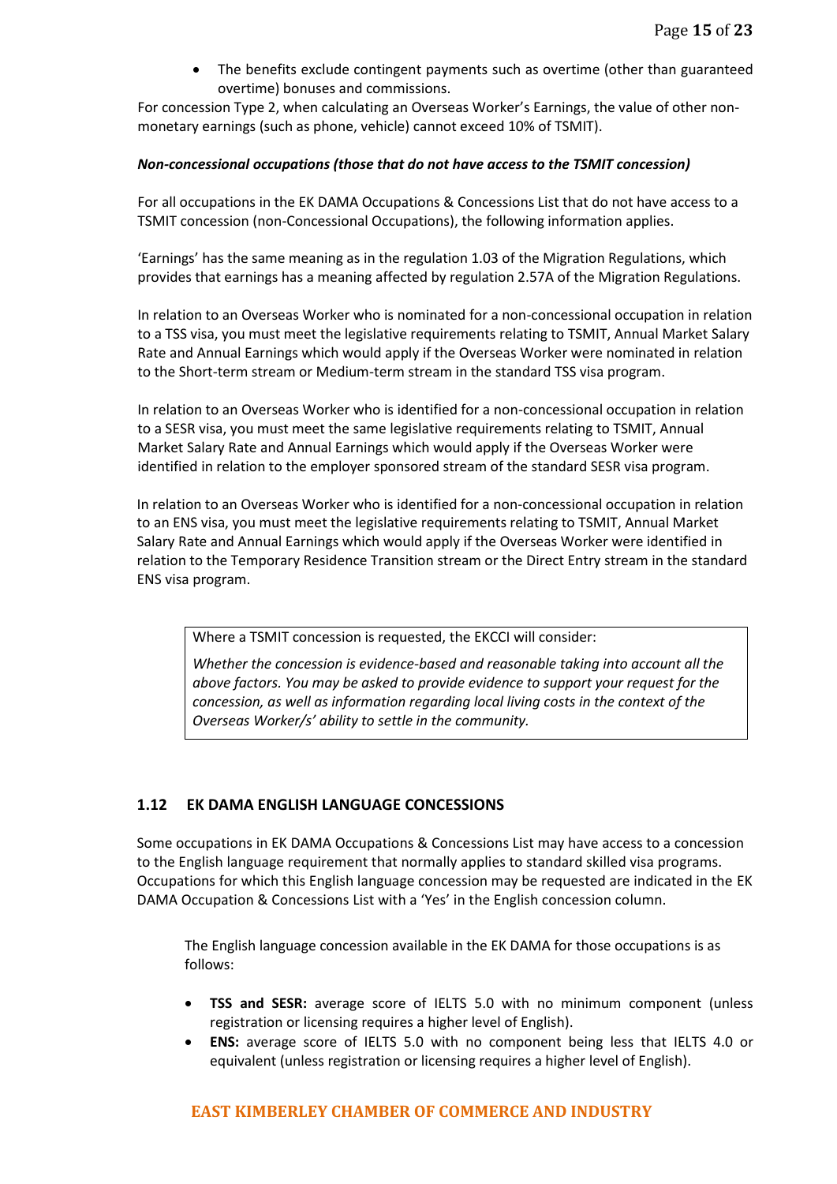- The benefits exclude contingent payments such as overtime (other than guaranteed overtime) bonuses and commissions.

For concession Type 2, when calculating an Overseas Worker's Earnings, the value of other non-monetary earnings (such as phone, vehicle) cannot exceed 10% of TSMIT).

***Non-concessional occupations (those that do not have access to the TSMIT concession)***

For all occupations in the EK DAMA Occupations & Concessions List that do not have access to a TSMIT concession (non-Concessional Occupations), the following information applies.

'Earnings' has the same meaning as in the regulation 1.03 of the Migration Regulations, which provides that earnings has a meaning affected by regulation 2.57A of the Migration Regulations.

In relation to an Overseas Worker who is nominated for a non-concessional occupation in relation to a TSS visa, you must meet the legislative requirements relating to TSMIT, Annual Market Salary Rate and Annual Earnings which would apply if the Overseas Worker were nominated in relation to the Short-term stream or Medium-term stream in the standard TSS visa program.

In relation to an Overseas Worker who is identified for a non-concessional occupation in relation to a SESR visa, you must meet the same legislative requirements relating to TSMIT, Annual Market Salary Rate and Annual Earnings which would apply if the Overseas Worker were identified in relation to the employer sponsored stream of the standard SESR visa program.

In relation to an Overseas Worker who is identified for a non-concessional occupation in relation to an ENS visa, you must meet the legislative requirements relating to TSMIT, Annual Market Salary Rate and Annual Earnings which would apply if the Overseas Worker were identified in relation to the Temporary Residence Transition stream or the Direct Entry stream in the standard ENS visa program.

| Where a TSMIT concession is requested, the EKCCI will consider:<br><br>*Whether the concession is evidence-based and reasonable taking into account all the above factors. You may be asked to provide evidence to support your request for the concession, as well as information regarding local living costs in the context of the Overseas Worker/s' ability to settle in the community.* |
|---|

## 1.12 EK DAMA ENGLISH LANGUAGE CONCESSIONS

Some occupations in EK DAMA Occupations & Concessions List may have access to a concession to the English language requirement that normally applies to standard skilled visa programs. Occupations for which this English language concession may be requested are indicated in the EK DAMA Occupation & Concessions List with a 'Yes' in the English concession column.

The English language concession available in the EK DAMA for those occupations is as follows:

- **TSS and SESR:** average score of IELTS 5.0 with no minimum component (unless registration or licensing requires a higher level of English).
- **ENS:** average score of IELTS 5.0 with no component being less that IELTS 4.0 or equivalent (unless registration or licensing requires a higher level of English).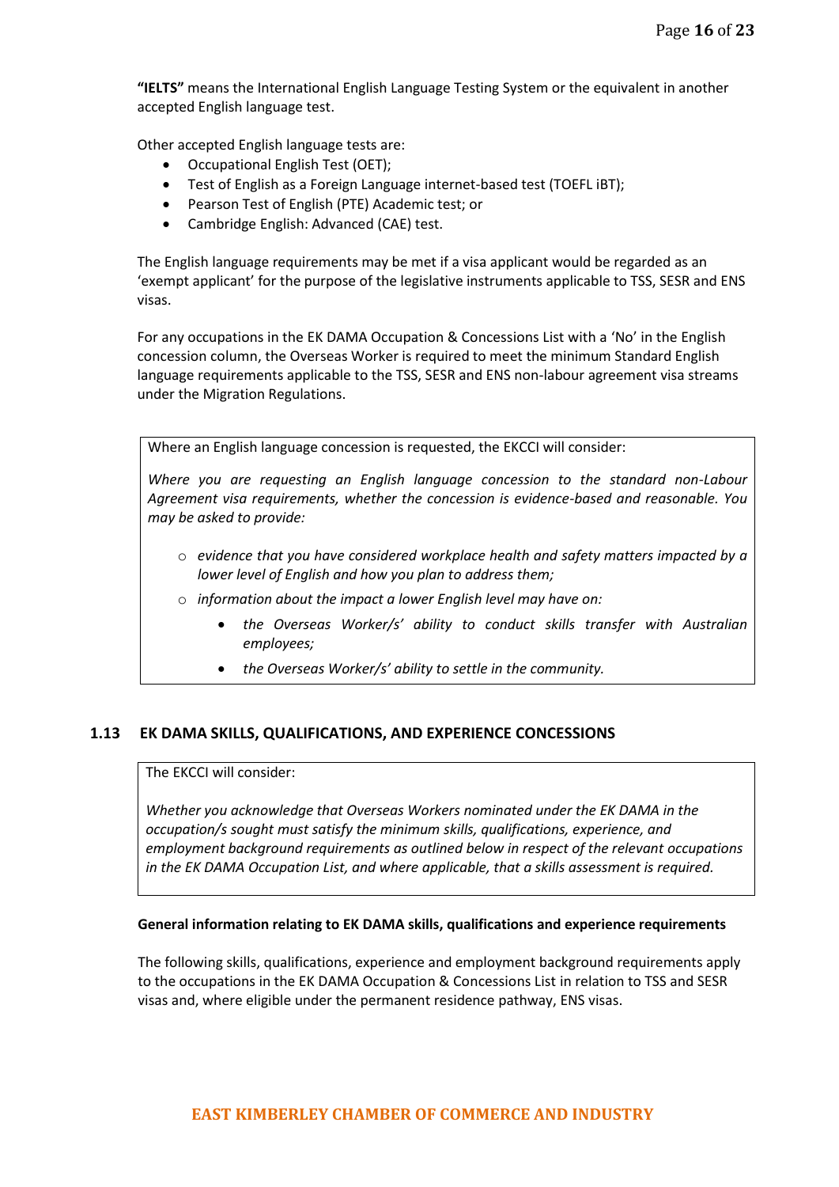**"IELTS"** means the International English Language Testing System or the equivalent in another accepted English language test.

Other accepted English language tests are:

- Occupational English Test (OET);
- Test of English as a Foreign Language internet-based test (TOEFL iBT);
- Pearson Test of English (PTE) Academic test; or
- Cambridge English: Advanced (CAE) test.

The English language requirements may be met if a visa applicant would be regarded as an 'exempt applicant' for the purpose of the legislative instruments applicable to TSS, SESR and ENS visas.

For any occupations in the EK DAMA Occupation & Concessions List with a 'No' in the English concession column, the Overseas Worker is required to meet the minimum Standard English language requirements applicable to the TSS, SESR and ENS non-labour agreement visa streams under the Migration Regulations.

Where an English language concession is requested, the EKCCI will consider:

*Where you are requesting an English language concession to the standard non-Labour Agreement visa requirements, whether the concession is evidence-based and reasonable. You may be asked to provide:*

- *evidence that you have considered workplace health and safety matters impacted by a lower level of English and how you plan to address them;*
- *information about the impact a lower English level may have on:*
  - *the Overseas Worker/s' ability to conduct skills transfer with Australian employees;*
  - *the Overseas Worker/s' ability to settle in the community.*

## 1.13 EK DAMA SKILLS, QUALIFICATIONS, AND EXPERIENCE CONCESSIONS

The EKCCI will consider:

*Whether you acknowledge that Overseas Workers nominated under the EK DAMA in the occupation/s sought must satisfy the minimum skills, qualifications, experience, and employment background requirements as outlined below in respect of the relevant occupations in the EK DAMA Occupation List, and where applicable, that a skills assessment is required.*

**General information relating to EK DAMA skills, qualifications and experience requirements**

The following skills, qualifications, experience and employment background requirements apply to the occupations in the EK DAMA Occupation & Concessions List in relation to TSS and SESR visas and, where eligible under the permanent residence pathway, ENS visas.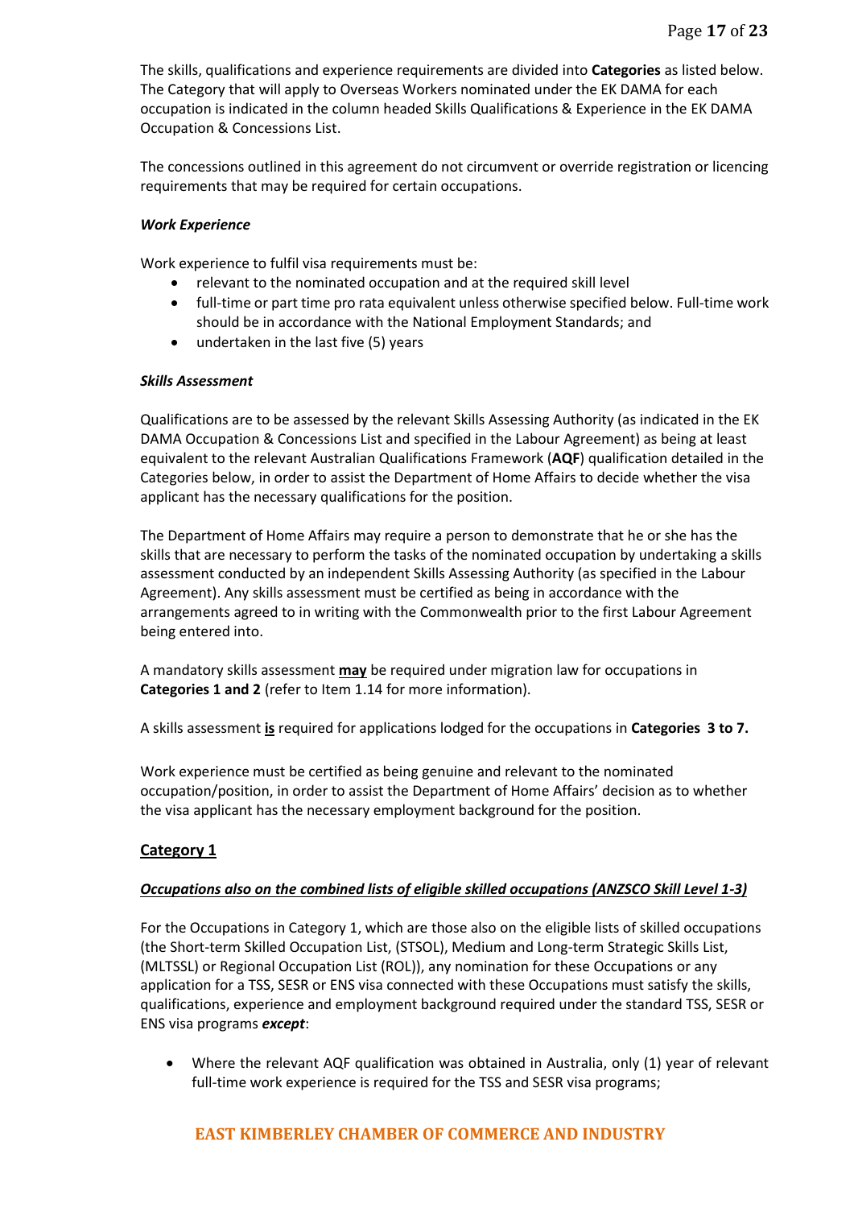The skills, qualifications and experience requirements are divided into **Categories** as listed below. The Category that will apply to Overseas Workers nominated under the EK DAMA for each occupation is indicated in the column headed Skills Qualifications & Experience in the EK DAMA Occupation & Concessions List.

The concessions outlined in this agreement do not circumvent or override registration or licencing requirements that may be required for certain occupations.

***Work Experience***

Work experience to fulfil visa requirements must be:

- relevant to the nominated occupation and at the required skill level
- full-time or part time pro rata equivalent unless otherwise specified below. Full-time work should be in accordance with the National Employment Standards; and
- undertaken in the last five (5) years

***Skills Assessment***

Qualifications are to be assessed by the relevant Skills Assessing Authority (as indicated in the EK DAMA Occupation & Concessions List and specified in the Labour Agreement) as being at least equivalent to the relevant Australian Qualifications Framework (**AQF**) qualification detailed in the Categories below, in order to assist the Department of Home Affairs to decide whether the visa applicant has the necessary qualifications for the position.

The Department of Home Affairs may require a person to demonstrate that he or she has the skills that are necessary to perform the tasks of the nominated occupation by undertaking a skills assessment conducted by an independent Skills Assessing Authority (as specified in the Labour Agreement). Any skills assessment must be certified as being in accordance with the arrangements agreed to in writing with the Commonwealth prior to the first Labour Agreement being entered into.

A mandatory skills assessment <u>**may**</u> be required under migration law for occupations in **Categories 1 and 2** (refer to Item 1.14 for more information).

A skills assessment <u>**is**</u> required for applications lodged for the occupations in **Categories 3 to 7.**

Work experience must be certified as being genuine and relevant to the nominated occupation/position, in order to assist the Department of Home Affairs' decision as to whether the visa applicant has the necessary employment background for the position.

## <u>Category 1</u>

***<u>Occupations also on the combined lists of eligible skilled occupations (ANZSCO Skill Level 1-3)</u>***

For the Occupations in Category 1, which are those also on the eligible lists of skilled occupations (the Short-term Skilled Occupation List, (STSOL), Medium and Long-term Strategic Skills List, (MLTSSL) or Regional Occupation List (ROL)), any nomination for these Occupations or any application for a TSS, SESR or ENS visa connected with these Occupations must satisfy the skills, qualifications, experience and employment background required under the standard TSS, SESR or ENS visa programs ***except***:

- Where the relevant AQF qualification was obtained in Australia, only (1) year of relevant full-time work experience is required for the TSS and SESR visa programs;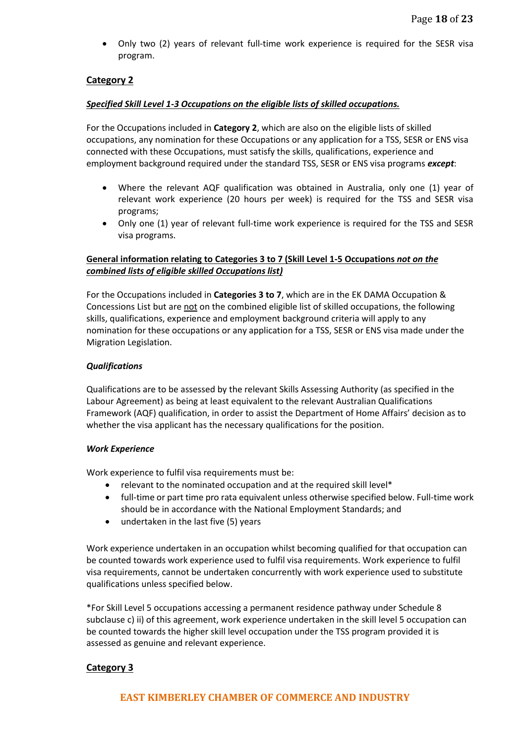- Only two (2) years of relevant full-time work experience is required for the SESR visa program.

## Category 2

***Specified Skill Level 1-3 Occupations on the eligible lists of skilled occupations.***

For the Occupations included in **Category 2**, which are also on the eligible lists of skilled occupations, any nomination for these Occupations or any application for a TSS, SESR or ENS visa connected with these Occupations, must satisfy the skills, qualifications, experience and employment background required under the standard TSS, SESR or ENS visa programs ***except***:

- Where the relevant AQF qualification was obtained in Australia, only one (1) year of relevant work experience (20 hours per week) is required for the TSS and SESR visa programs;
- Only one (1) year of relevant full-time work experience is required for the TSS and SESR visa programs.

**General information relating to Categories 3 to 7 (Skill Level 1-5 Occupations *not on the combined lists of eligible skilled Occupations list)***

For the Occupations included in **Categories 3 to 7**, which are in the EK DAMA Occupation & Concessions List but are not on the combined eligible list of skilled occupations, the following skills, qualifications, experience and employment background criteria will apply to any nomination for these occupations or any application for a TSS, SESR or ENS visa made under the Migration Legislation.

***Qualifications***

Qualifications are to be assessed by the relevant Skills Assessing Authority (as specified in the Labour Agreement) as being at least equivalent to the relevant Australian Qualifications Framework (AQF) qualification, in order to assist the Department of Home Affairs' decision as to whether the visa applicant has the necessary qualifications for the position.

***Work Experience***

Work experience to fulfil visa requirements must be:

- relevant to the nominated occupation and at the required skill level*
- full-time or part time pro rata equivalent unless otherwise specified below. Full-time work should be in accordance with the National Employment Standards; and
- undertaken in the last five (5) years

Work experience undertaken in an occupation whilst becoming qualified for that occupation can be counted towards work experience used to fulfil visa requirements. Work experience to fulfil visa requirements, cannot be undertaken concurrently with work experience used to substitute qualifications unless specified below.

*For Skill Level 5 occupations accessing a permanent residence pathway under Schedule 8 subclause c) ii) of this agreement, work experience undertaken in the skill level 5 occupation can be counted towards the higher skill level occupation under the TSS program provided it is assessed as genuine and relevant experience.

## Category 3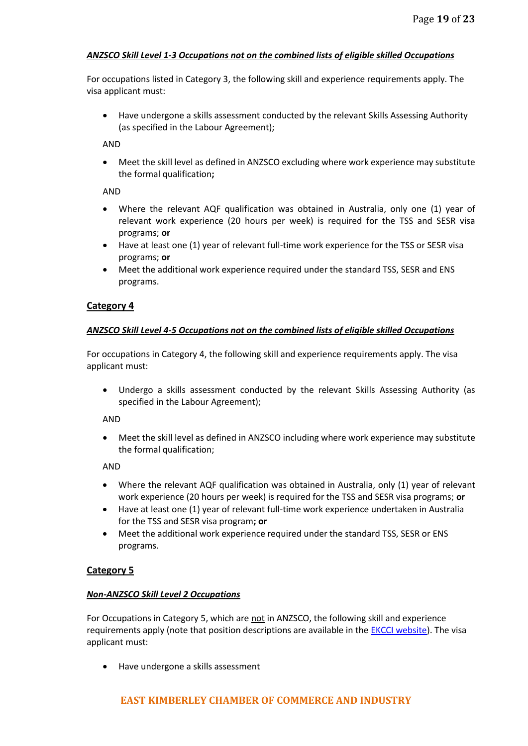***ANZSCO Skill Level 1-3 Occupations not on the combined lists of eligible skilled Occupations***

For occupations listed in Category 3, the following skill and experience requirements apply. The visa applicant must:

- Have undergone a skills assessment conducted by the relevant Skills Assessing Authority (as specified in the Labour Agreement);

AND

- Meet the skill level as defined in ANZSCO excluding where work experience may substitute the formal qualification**;**

AND

- Where the relevant AQF qualification was obtained in Australia, only one (1) year of relevant work experience (20 hours per week) is required for the TSS and SESR visa programs; **or**
- Have at least one (1) year of relevant full-time work experience for the TSS or SESR visa programs; **or**
- Meet the additional work experience required under the standard TSS, SESR and ENS programs.

## Category 4

***ANZSCO Skill Level 4-5 Occupations not on the combined lists of eligible skilled Occupations***

For occupations in Category 4, the following skill and experience requirements apply. The visa applicant must:

- Undergo a skills assessment conducted by the relevant Skills Assessing Authority (as specified in the Labour Agreement);

AND

- Meet the skill level as defined in ANZSCO including where work experience may substitute the formal qualification;

AND

- Where the relevant AQF qualification was obtained in Australia, only (1) year of relevant work experience (20 hours per week) is required for the TSS and SESR visa programs; **or**
- Have at least one (1) year of relevant full-time work experience undertaken in Australia for the TSS and SESR visa program**; or**
- Meet the additional work experience required under the standard TSS, SESR or ENS programs.

## Category 5

***Non-ANZSCO Skill Level 2 Occupations***

For Occupations in Category 5, which are not in ANZSCO, the following skill and experience requirements apply (note that position descriptions are available in the EKCCI website). The visa applicant must:

- Have undergone a skills assessment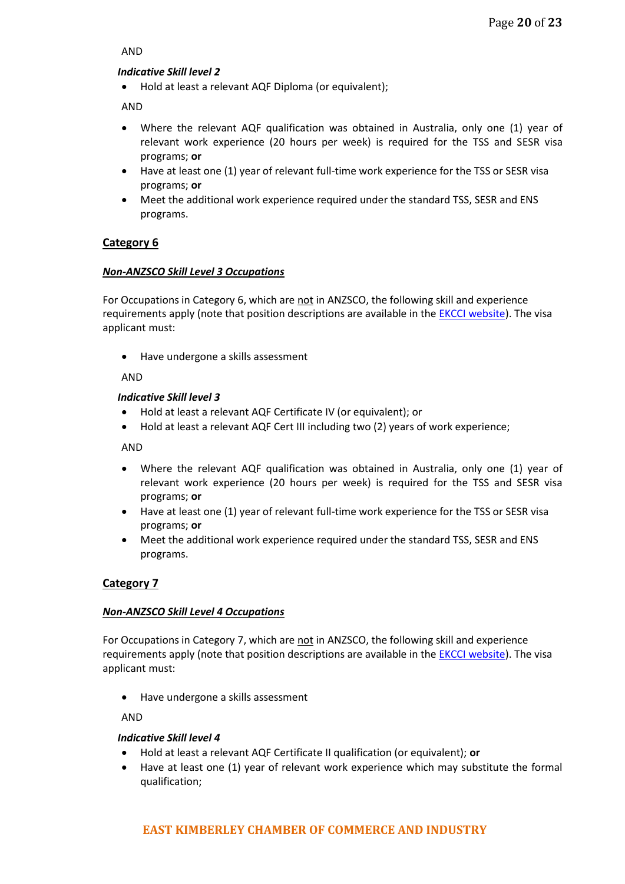AND

***Indicative Skill level 2***

- Hold at least a relevant AQF Diploma (or equivalent);

AND

- Where the relevant AQF qualification was obtained in Australia, only one (1) year of relevant work experience (20 hours per week) is required for the TSS and SESR visa programs; **or**
- Have at least one (1) year of relevant full-time work experience for the TSS or SESR visa programs; **or**
- Meet the additional work experience required under the standard TSS, SESR and ENS programs.

## Category 6

### *Non-ANZSCO Skill Level 3 Occupations*

For Occupations in Category 6, which are not in ANZSCO, the following skill and experience requirements apply (note that position descriptions are available in the EKCCI website). The visa applicant must:

- Have undergone a skills assessment

AND

***Indicative Skill level 3***

- Hold at least a relevant AQF Certificate IV (or equivalent); or
- Hold at least a relevant AQF Cert III including two (2) years of work experience;

AND

- Where the relevant AQF qualification was obtained in Australia, only one (1) year of relevant work experience (20 hours per week) is required for the TSS and SESR visa programs; **or**
- Have at least one (1) year of relevant full-time work experience for the TSS or SESR visa programs; **or**
- Meet the additional work experience required under the standard TSS, SESR and ENS programs.

## Category 7

### *Non-ANZSCO Skill Level 4 Occupations*

For Occupations in Category 7, which are not in ANZSCO, the following skill and experience requirements apply (note that position descriptions are available in the EKCCI website). The visa applicant must:

- Have undergone a skills assessment

AND

***Indicative Skill level 4***

- Hold at least a relevant AQF Certificate II qualification (or equivalent); **or**
- Have at least one (1) year of relevant work experience which may substitute the formal qualification;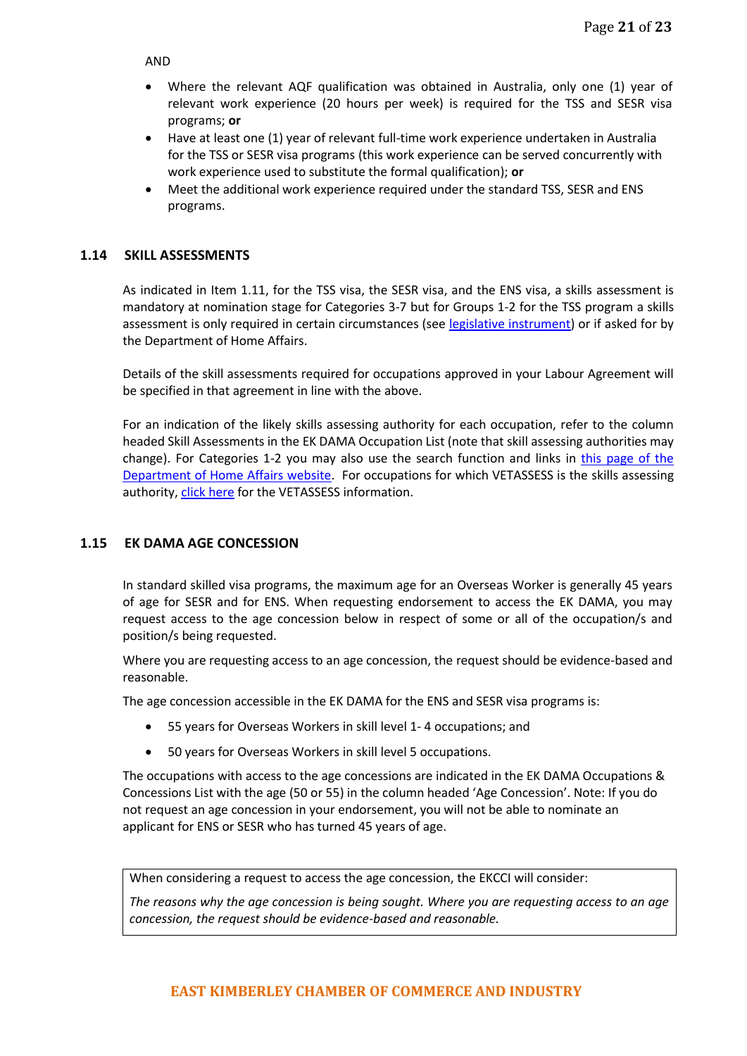AND

- Where the relevant AQF qualification was obtained in Australia, only one (1) year of relevant work experience (20 hours per week) is required for the TSS and SESR visa programs; **or**
- Have at least one (1) year of relevant full-time work experience undertaken in Australia for the TSS or SESR visa programs (this work experience can be served concurrently with work experience used to substitute the formal qualification); **or**
- Meet the additional work experience required under the standard TSS, SESR and ENS programs.

## 1.14 SKILL ASSESSMENTS

As indicated in Item 1.11, for the TSS visa, the SESR visa, and the ENS visa, a skills assessment is mandatory at nomination stage for Categories 3-7 but for Groups 1-2 for the TSS program a skills assessment is only required in certain circumstances (see legislative instrument) or if asked for by the Department of Home Affairs.

Details of the skill assessments required for occupations approved in your Labour Agreement will be specified in that agreement in line with the above.

For an indication of the likely skills assessing authority for each occupation, refer to the column headed Skill Assessments in the EK DAMA Occupation List (note that skill assessing authorities may change). For Categories 1-2 you may also use the search function and links in this page of the Department of Home Affairs website. For occupations for which VETASSESS is the skills assessing authority, click here for the VETASSESS information.

## 1.15 EK DAMA AGE CONCESSION

In standard skilled visa programs, the maximum age for an Overseas Worker is generally 45 years of age for SESR and for ENS. When requesting endorsement to access the EK DAMA, you may request access to the age concession below in respect of some or all of the occupation/s and position/s being requested.

Where you are requesting access to an age concession, the request should be evidence-based and reasonable.

The age concession accessible in the EK DAMA for the ENS and SESR visa programs is:

- 55 years for Overseas Workers in skill level 1- 4 occupations; and
- 50 years for Overseas Workers in skill level 5 occupations.

The occupations with access to the age concessions are indicated in the EK DAMA Occupations & Concessions List with the age (50 or 55) in the column headed 'Age Concession'. Note: If you do not request an age concession in your endorsement, you will not be able to nominate an applicant for ENS or SESR who has turned 45 years of age.

> When considering a request to access the age concession, the EKCCI will consider:
>
> *The reasons why the age concession is being sought. Where you are requesting access to an age concession, the request should be evidence-based and reasonable.*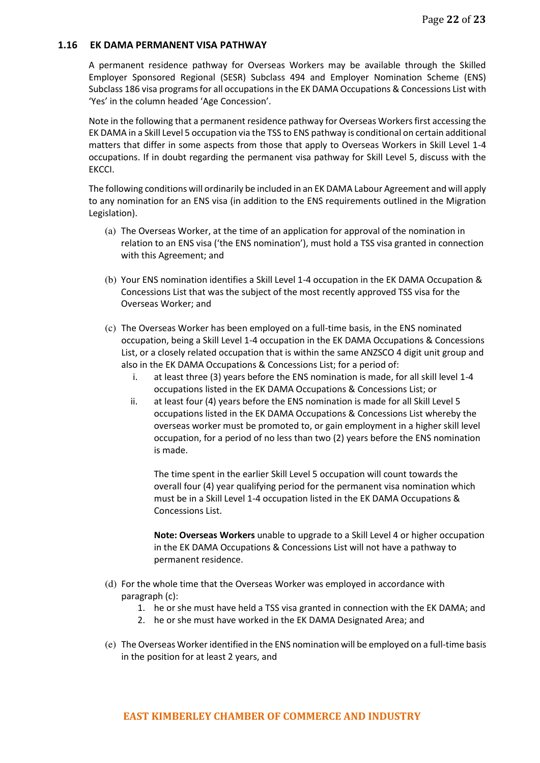## 1.16 EK DAMA PERMANENT VISA PATHWAY

A permanent residence pathway for Overseas Workers may be available through the Skilled Employer Sponsored Regional (SESR) Subclass 494 and Employer Nomination Scheme (ENS) Subclass 186 visa programs for all occupations in the EK DAMA Occupations & Concessions List with 'Yes' in the column headed 'Age Concession'.

Note in the following that a permanent residence pathway for Overseas Workers first accessing the EK DAMA in a Skill Level 5 occupation via the TSS to ENS pathway is conditional on certain additional matters that differ in some aspects from those that apply to Overseas Workers in Skill Level 1-4 occupations. If in doubt regarding the permanent visa pathway for Skill Level 5, discuss with the EKCCI.

The following conditions will ordinarily be included in an EK DAMA Labour Agreement and will apply to any nomination for an ENS visa (in addition to the ENS requirements outlined in the Migration Legislation).

(a) The Overseas Worker, at the time of an application for approval of the nomination in relation to an ENS visa ('the ENS nomination'), must hold a TSS visa granted in connection with this Agreement; and

(b) Your ENS nomination identifies a Skill Level 1-4 occupation in the EK DAMA Occupation & Concessions List that was the subject of the most recently approved TSS visa for the Overseas Worker; and

(c) The Overseas Worker has been employed on a full-time basis, in the ENS nominated occupation, being a Skill Level 1-4 occupation in the EK DAMA Occupations & Concessions List, or a closely related occupation that is within the same ANZSCO 4 digit unit group and also in the EK DAMA Occupations & Concessions List; for a period of:

   i. at least three (3) years before the ENS nomination is made, for all skill level 1-4 occupations listed in the EK DAMA Occupations & Concessions List; or

   ii. at least four (4) years before the ENS nomination is made for all Skill Level 5 occupations listed in the EK DAMA Occupations & Concessions List whereby the overseas worker must be promoted to, or gain employment in a higher skill level occupation, for a period of no less than two (2) years before the ENS nomination is made.

      The time spent in the earlier Skill Level 5 occupation will count towards the overall four (4) year qualifying period for the permanent visa nomination which must be in a Skill Level 1-4 occupation listed in the EK DAMA Occupations & Concessions List.

      **Note: Overseas Workers** unable to upgrade to a Skill Level 4 or higher occupation in the EK DAMA Occupations & Concessions List will not have a pathway to permanent residence.

(d) For the whole time that the Overseas Worker was employed in accordance with paragraph (c):

   1. he or she must have held a TSS visa granted in connection with the EK DAMA; and
   2. he or she must have worked in the EK DAMA Designated Area; and

(e) The Overseas Worker identified in the ENS nomination will be employed on a full-time basis in the position for at least 2 years, and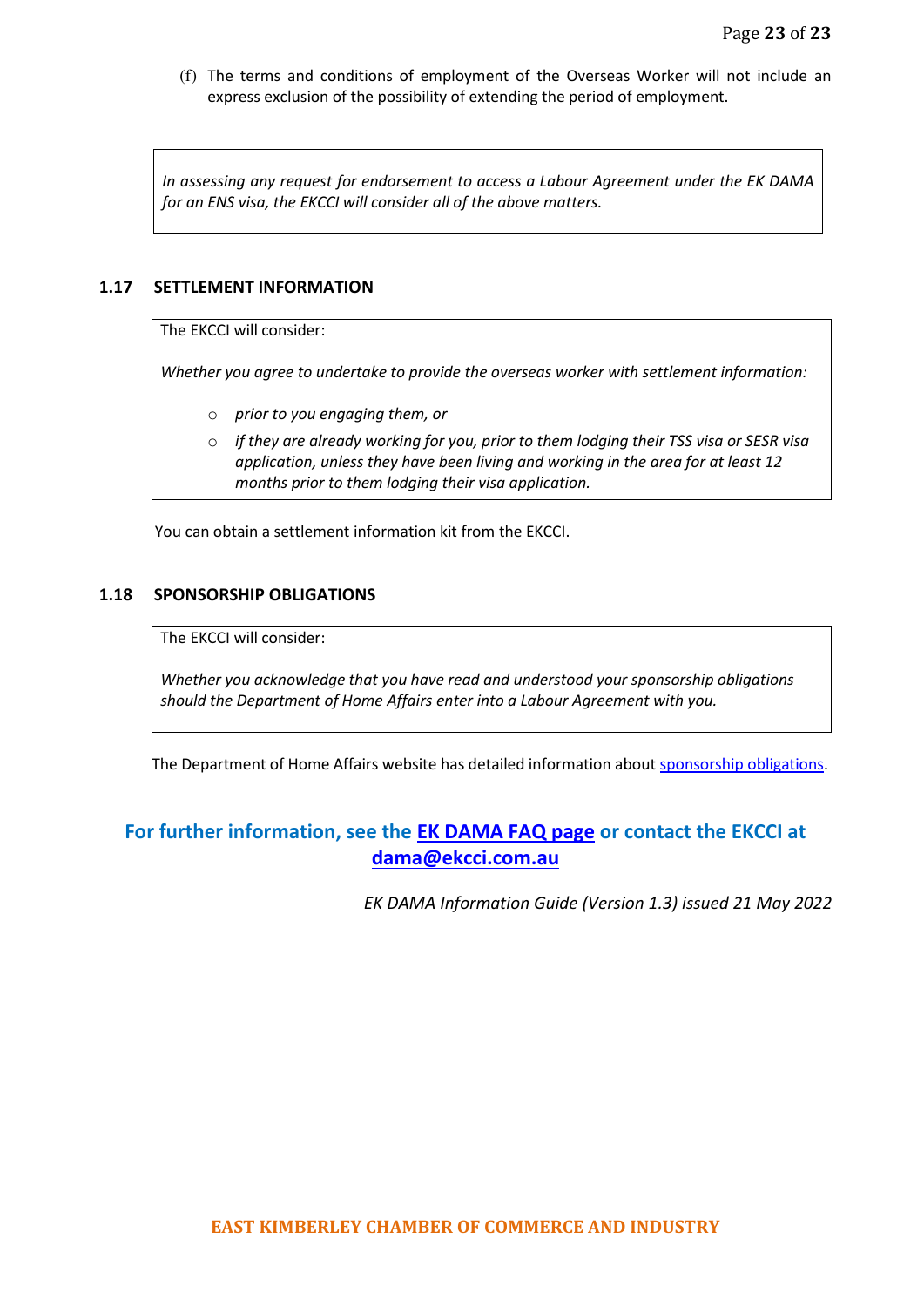(f) The terms and conditions of employment of the Overseas Worker will not include an express exclusion of the possibility of extending the period of employment.

> *In assessing any request for endorsement to access a Labour Agreement under the EK DAMA for an ENS visa, the EKCCI will consider all of the above matters.*

## 1.17 SETTLEMENT INFORMATION

> The EKCCI will consider:
>
> *Whether you agree to undertake to provide the overseas worker with settlement information:*
>
> - *prior to you engaging them, or*
> - *if they are already working for you, prior to them lodging their TSS visa or SESR visa application, unless they have been living and working in the area for at least 12 months prior to them lodging their visa application.*

You can obtain a settlement information kit from the EKCCI.

## 1.18 SPONSORSHIP OBLIGATIONS

> The EKCCI will consider:
>
> *Whether you acknowledge that you have read and understood your sponsorship obligations should the Department of Home Affairs enter into a Labour Agreement with you.*

The Department of Home Affairs website has detailed information about sponsorship obligations.

**For further information, see the EK DAMA FAQ page or contact the EKCCI at dama@ekcci.com.au**

*EK DAMA Information Guide (Version 1.3) issued 21 May 2022*